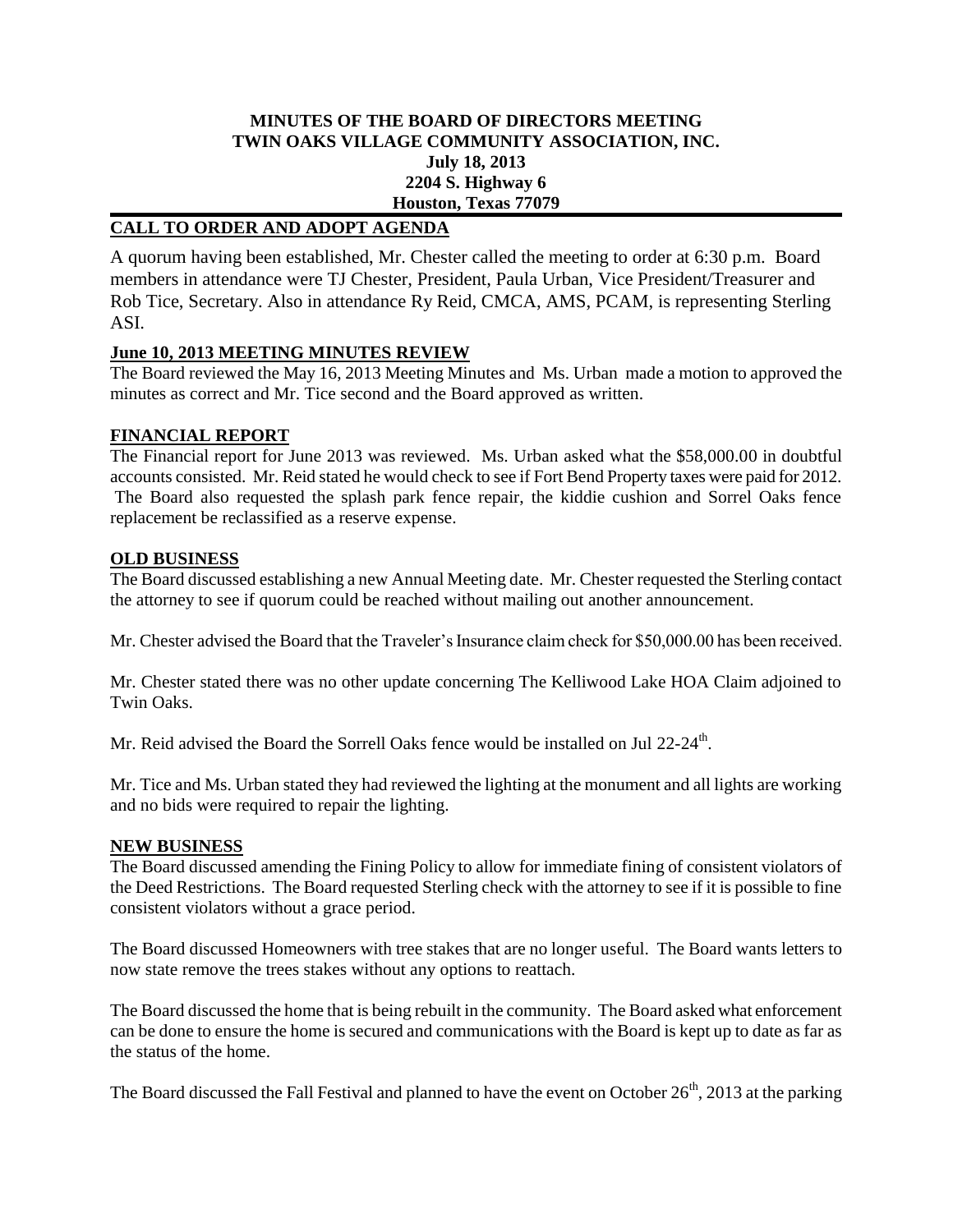# MINUTES OF THE BOARD OF DIRECTORS MEETING
# TWIN OAKS VILLAGE COMMUNITY ASSOCIATION, INC.
**July 18, 2013**
**2204 S. Highway 6**
**Houston, Texas 77079**

## CALL TO ORDER AND ADOPT AGENDA

A quorum having been established, Mr. Chester called the meeting to order at 6:30 p.m. Board members in attendance were TJ Chester, President, Paula Urban, Vice President/Treasurer and Rob Tice, Secretary. Also in attendance Ry Reid, CMCA, AMS, PCAM, is representing Sterling ASI.

## June 10, 2013 MEETING MINUTES REVIEW

The Board reviewed the May 16, 2013 Meeting Minutes and Ms. Urban made a motion to approved the minutes as correct and Mr. Tice second and the Board approved as written.

## FINANCIAL REPORT

The Financial report for June 2013 was reviewed. Ms. Urban asked what the $58,000.00 in doubtful accounts consisted. Mr. Reid stated he would check to see if Fort Bend Property taxes were paid for 2012. The Board also requested the splash park fence repair, the kiddie cushion and Sorrel Oaks fence replacement be reclassified as a reserve expense.

## OLD BUSINESS

The Board discussed establishing a new Annual Meeting date. Mr. Chester requested the Sterling contact the attorney to see if quorum could be reached without mailing out another announcement.

Mr. Chester advised the Board that the Traveler's Insurance claim check for $50,000.00 has been received.

Mr. Chester stated there was no other update concerning The Kelliwood Lake HOA Claim adjoined to Twin Oaks.

Mr. Reid advised the Board the Sorrell Oaks fence would be installed on Jul 22-24th.

Mr. Tice and Ms. Urban stated they had reviewed the lighting at the monument and all lights are working and no bids were required to repair the lighting.

## NEW BUSINESS

The Board discussed amending the Fining Policy to allow for immediate fining of consistent violators of the Deed Restrictions. The Board requested Sterling check with the attorney to see if it is possible to fine consistent violators without a grace period.

The Board discussed Homeowners with tree stakes that are no longer useful. The Board wants letters to now state remove the trees stakes without any options to reattach.

The Board discussed the home that is being rebuilt in the community. The Board asked what enforcement can be done to ensure the home is secured and communications with the Board is kept up to date as far as the status of the home.

The Board discussed the Fall Festival and planned to have the event on October 26th, 2013 at the parking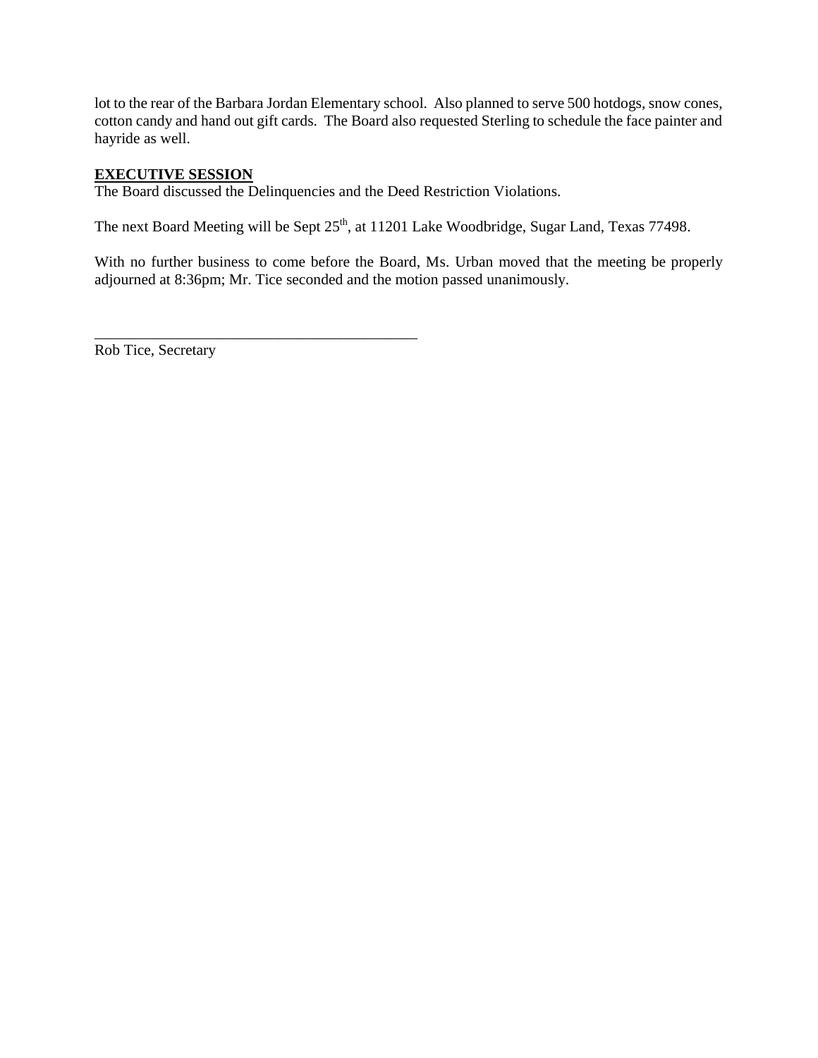lot to the rear of the Barbara Jordan Elementary school. Also planned to serve 500 hotdogs, snow cones, cotton candy and hand out gift cards. The Board also requested Sterling to schedule the face painter and hayride as well.

**EXECUTIVE SESSION**

The Board discussed the Delinquencies and the Deed Restriction Violations.

The next Board Meeting will be Sept 25th, at 11201 Lake Woodbridge, Sugar Land, Texas 77498.

With no further business to come before the Board, Ms. Urban moved that the meeting be properly adjourned at 8:36pm; Mr. Tice seconded and the motion passed unanimously.

\_\_\_\_\_\_\_\_\_\_\_\_\_\_\_\_\_\_\_\_\_\_\_\_\_\_\_\_\_\_\_\_\_\_\_\_\_\_\_\_\_\_\_\_

Rob Tice, Secretary